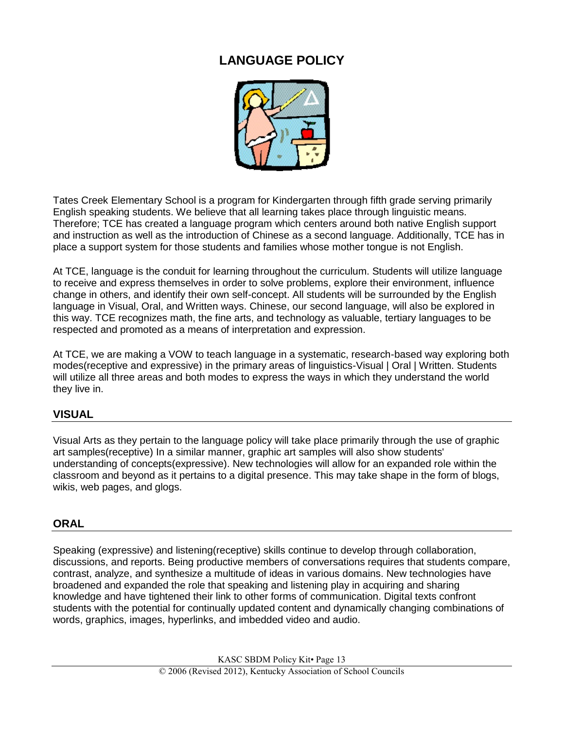# LANGUAGE POLICY

Tates Creek Elementary School is a program for Kindergarten through fifth grade serving primarily English speaking students. We believe that all learning takes place through linguistic means. Therefore; TCE has created a language program which centers around both native English support and instruction as well as the introduction of Chinese as a second language. Additionally, TCE has in place a support system for those students and families whose mother tongue is not English.

At TCE, language is the conduit for learning throughout the curriculum. Students will utilize language to receive and express themselves in order to solve problems, explore their environment, influence change in others, and identify their own self-concept. All students will be surrounded by the English language in Visual, Oral, and Written ways. Chinese, our second language, will also be explored in this way. TCE recognizes math, the fine arts, and technology as valuable, tertiary languages to be respected and promoted as a means of interpretation and expression.

At TCE, we are making a VOW to teach language in a systematic, research-based way exploring both modes(receptive and expressive) in the primary areas of linguistics-Visual | Oral | Written. Students will utilize all three areas and both modes to express the ways in which they understand the world they live in.

## VISUAL

Visual Arts as they pertain to the language policy will take place primarily through the use of graphic art samples(receptive) In a similar manner, graphic art samples will also show students' understanding of concepts(expressive). New technologies will allow for an expanded role within the classroom and beyond as it pertains to a digital presence. This may take shape in the form of blogs, wikis, web pages, and glogs.

## ORAL

Speaking (expressive) and listening(receptive) skills continue to develop through collaboration, discussions, and reports. Being productive members of conversations requires that students compare, contrast, analyze, and synthesize a multitude of ideas in various domains. New technologies have broadened and expanded the role that speaking and listening play in acquiring and sharing knowledge and have tightened their link to other forms of communication. Digital texts confront students with the potential for continually updated content and dynamically changing combinations of words, graphics, images, hyperlinks, and imbedded video and audio.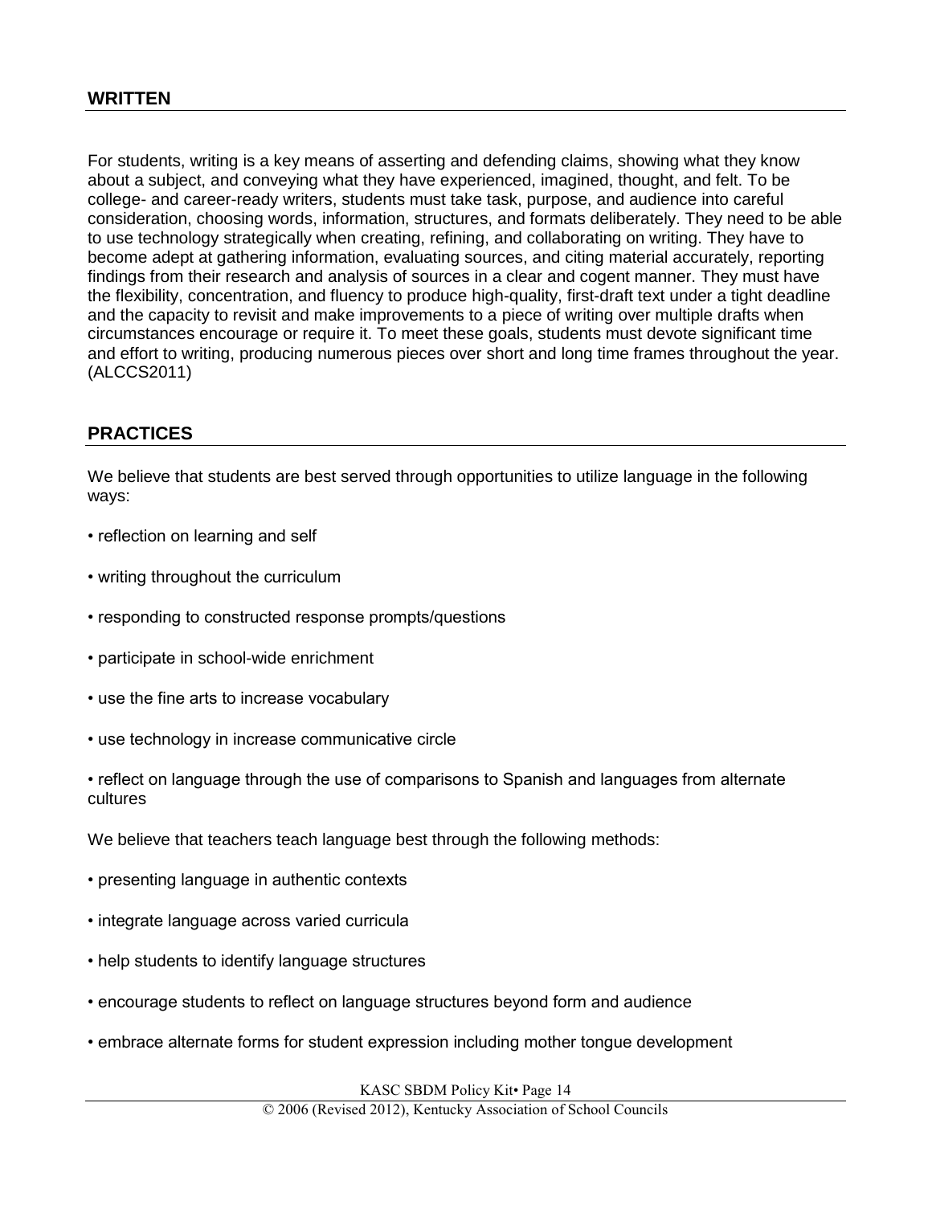## WRITTEN

For students, writing is a key means of asserting and defending claims, showing what they know about a subject, and conveying what they have experienced, imagined, thought, and felt. To be college- and career-ready writers, students must take task, purpose, and audience into careful consideration, choosing words, information, structures, and formats deliberately. They need to be able to use technology strategically when creating, refining, and collaborating on writing. They have to become adept at gathering information, evaluating sources, and citing material accurately, reporting findings from their research and analysis of sources in a clear and cogent manner. They must have the flexibility, concentration, and fluency to produce high-quality, first-draft text under a tight deadline and the capacity to revisit and make improvements to a piece of writing over multiple drafts when circumstances encourage or require it. To meet these goals, students must devote significant time and effort to writing, producing numerous pieces over short and long time frames throughout the year. (ALCCS2011)

## PRACTICES

We believe that students are best served through opportunities to utilize language in the following ways:

- reflection on learning and self
- writing throughout the curriculum
- responding to constructed response prompts/questions
- participate in school-wide enrichment
- use the fine arts to increase vocabulary
- use technology in increase communicative circle
- reflect on language through the use of comparisons to Spanish and languages from alternate cultures

We believe that teachers teach language best through the following methods:

- presenting language in authentic contexts
- integrate language across varied curricula
- help students to identify language structures
- encourage students to reflect on language structures beyond form and audience
- embrace alternate forms for student expression including mother tongue development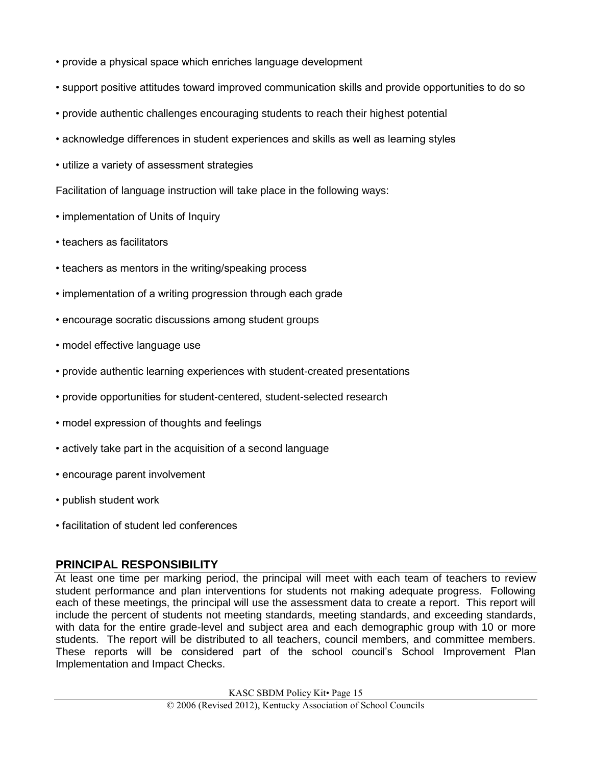- provide a physical space which enriches language development
- support positive attitudes toward improved communication skills and provide opportunities to do so
- provide authentic challenges encouraging students to reach their highest potential
- acknowledge differences in student experiences and skills as well as learning styles
- utilize a variety of assessment strategies

Facilitation of language instruction will take place in the following ways:

- implementation of Units of Inquiry
- teachers as facilitators
- teachers as mentors in the writing/speaking process
- implementation of a writing progression through each grade
- encourage socratic discussions among student groups
- model effective language use
- provide authentic learning experiences with student-created presentations
- provide opportunities for student-centered, student-selected research
- model expression of thoughts and feelings
- actively take part in the acquisition of a second language
- encourage parent involvement
- publish student work
- facilitation of student led conferences

## PRINCIPAL RESPONSIBILITY

At least one time per marking period, the principal will meet with each team of teachers to review student performance and plan interventions for students not making adequate progress. Following each of these meetings, the principal will use the assessment data to create a report. This report will include the percent of students not meeting standards, meeting standards, and exceeding standards, with data for the entire grade-level and subject area and each demographic group with 10 or more students. The report will be distributed to all teachers, council members, and committee members. These reports will be considered part of the school council's School Improvement Plan Implementation and Impact Checks.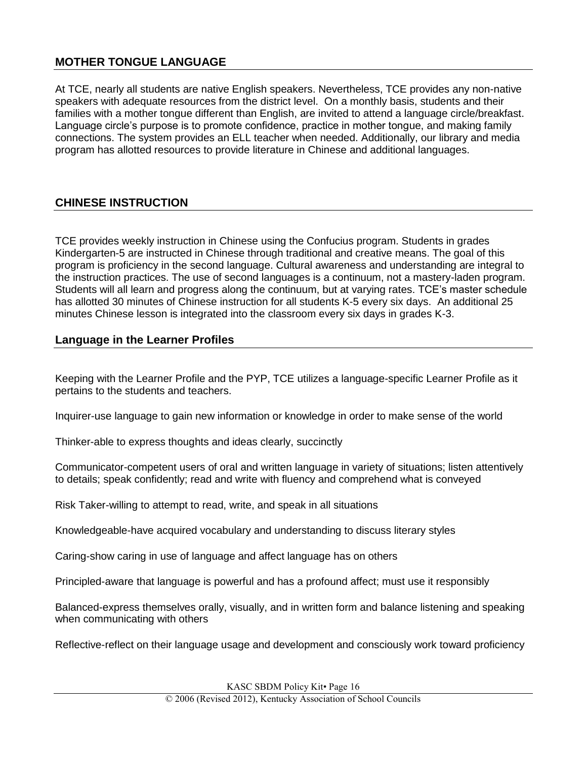## MOTHER TONGUE LANGUAGE

At TCE, nearly all students are native English speakers. Nevertheless, TCE provides any non-native speakers with adequate resources from the district level. On a monthly basis, students and their families with a mother tongue different than English, are invited to attend a language circle/breakfast. Language circle's purpose is to promote confidence, practice in mother tongue, and making family connections. The system provides an ELL teacher when needed. Additionally, our library and media program has allotted resources to provide literature in Chinese and additional languages.

## CHINESE INSTRUCTION

TCE provides weekly instruction in Chinese using the Confucius program. Students in grades Kindergarten-5 are instructed in Chinese through traditional and creative means. The goal of this program is proficiency in the second language. Cultural awareness and understanding are integral to the instruction practices. The use of second languages is a continuum, not a mastery-laden program. Students will all learn and progress along the continuum, but at varying rates. TCE's master schedule has allotted 30 minutes of Chinese instruction for all students K-5 every six days. An additional 25 minutes Chinese lesson is integrated into the classroom every six days in grades K-3.

## Language in the Learner Profiles

Keeping with the Learner Profile and the PYP, TCE utilizes a language-specific Learner Profile as it pertains to the students and teachers.

Inquirer-use language to gain new information or knowledge in order to make sense of the world

Thinker-able to express thoughts and ideas clearly, succinctly

Communicator-competent users of oral and written language in variety of situations; listen attentively to details; speak confidently; read and write with fluency and comprehend what is conveyed

Risk Taker-willing to attempt to read, write, and speak in all situations

Knowledgeable-have acquired vocabulary and understanding to discuss literary styles

Caring-show caring in use of language and affect language has on others

Principled-aware that language is powerful and has a profound affect; must use it responsibly

Balanced-express themselves orally, visually, and in written form and balance listening and speaking when communicating with others

Reflective-reflect on their language usage and development and consciously work toward proficiency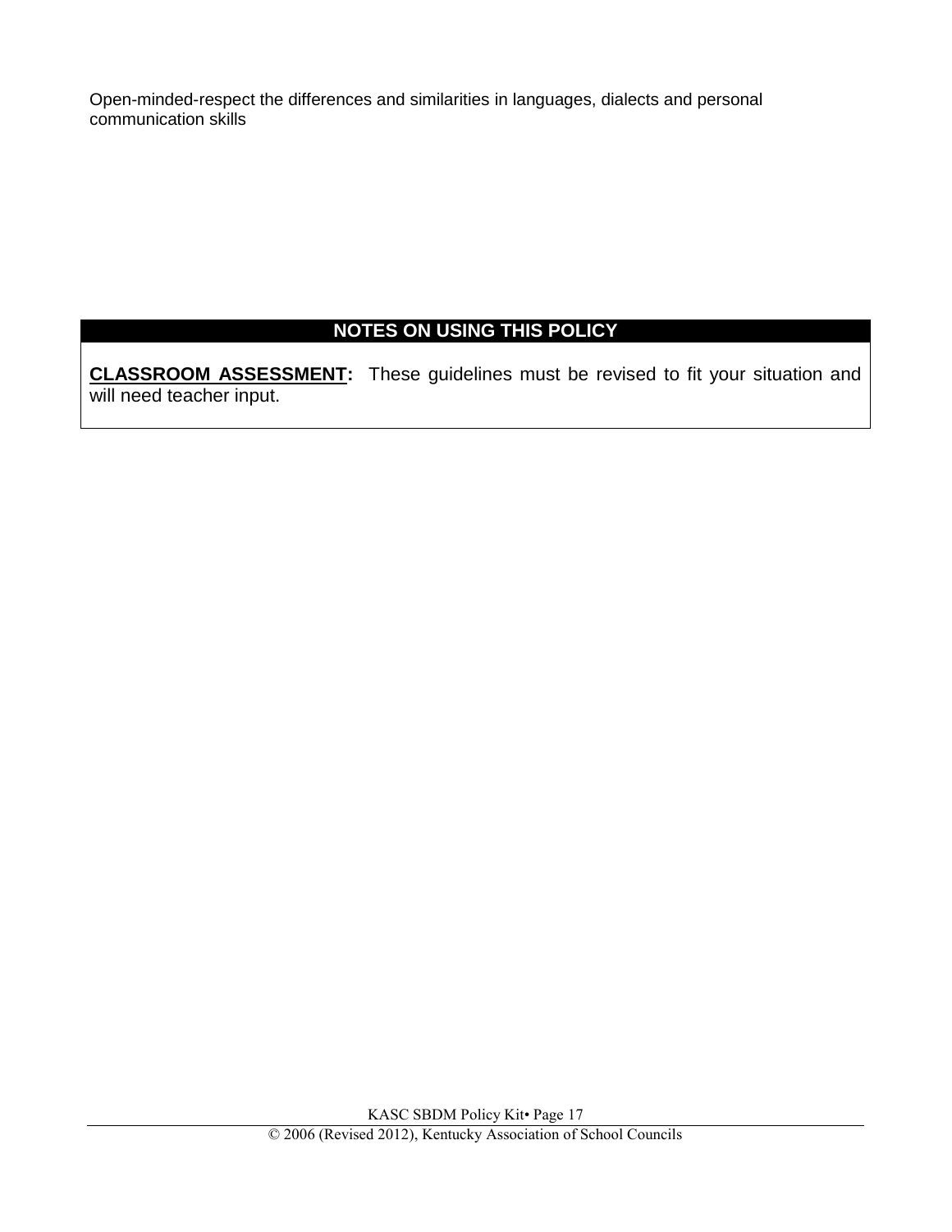Open-minded-respect the differences and similarities in languages, dialects and personal communication skills

## NOTES ON USING THIS POLICY

**CLASSROOM ASSESSMENT:** These guidelines must be revised to fit your situation and will need teacher input.